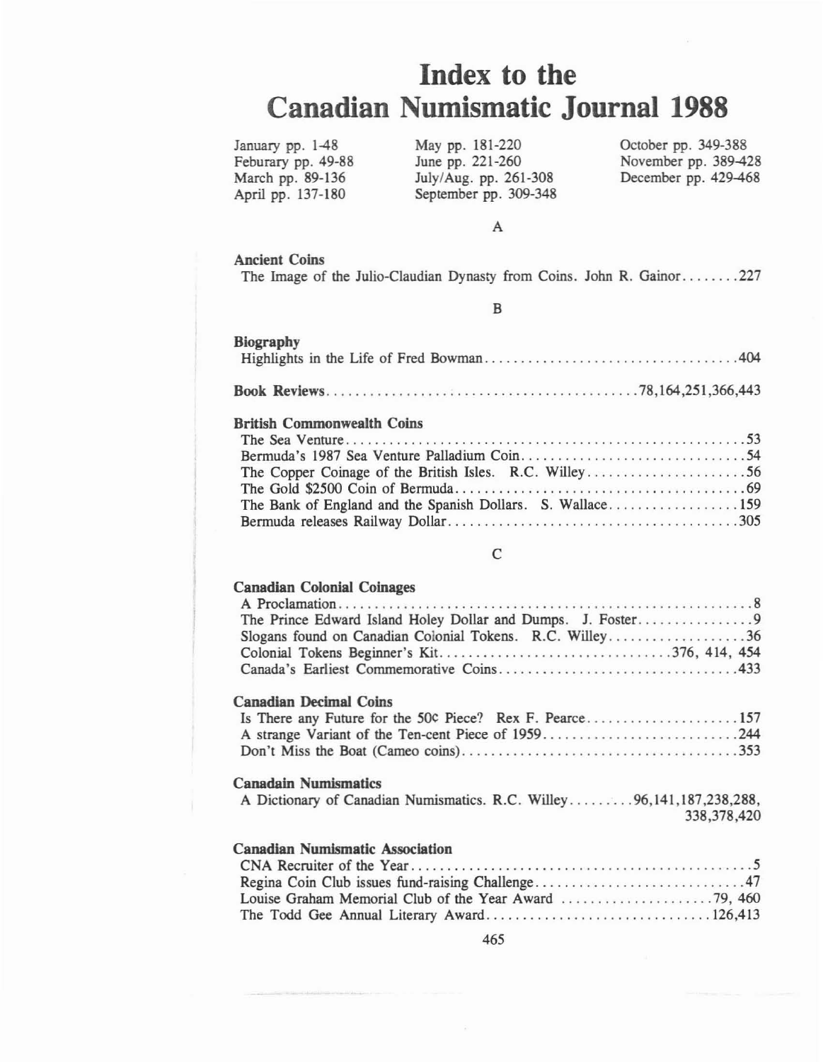# Index to the Canadian Numismatic Journal 1988

January pp. 1-48
Feburary pp. 49-88
March pp. 89-136
April pp. 137-180
May pp. 181-220
June pp. 221-260
July/Aug. pp. 261-308
September pp. 309-348
October pp. 349-388
November pp. 389-428
December pp. 429-468

## A

**Ancient Coins**

The Image of the Julio-Claudian Dynasty from Coins. John R. Gainor........227

## B

**Biography**

Highlights in the Life of Fred Bowman........404

**Book Reviews**........78,164,251,366,443

**British Commonwealth Coins**

The Sea Venture........53
Bermuda's 1987 Sea Venture Palladium Coin........54
The Copper Coinage of the British Isles. R.C. Willey........56
The Gold $2500 Coin of Bermuda........69
The Bank of England and the Spanish Dollars. S. Wallace........159
Bermuda releases Railway Dollar........305

## C

**Canadian Colonial Coinages**

A Proclamation........8
The Prince Edward Island Holey Dollar and Dumps. J. Foster........9
Slogans found on Canadian Colonial Tokens. R.C. Willey........36
Colonial Tokens Beginner's Kit........376, 414, 454
Canada's Earliest Commemorative Coins........433

**Canadian Decimal Coins**

Is There any Future for the 50¢ Piece? Rex F. Pearce........157
A strange Variant of the Ten-cent Piece of 1959........244
Don't Miss the Boat (Cameo coins)........353

**Canadain Numismatics**

A Dictionary of Canadian Numismatics. R.C. Willey........96,141,187,238,288, 338,378,420

**Canadian Numismatic Association**

CNA Recruiter of the Year........5
Regina Coin Club issues fund-raising Challenge........47
Louise Graham Memorial Club of the Year Award........79, 460
The Todd Gee Annual Literary Award........126,413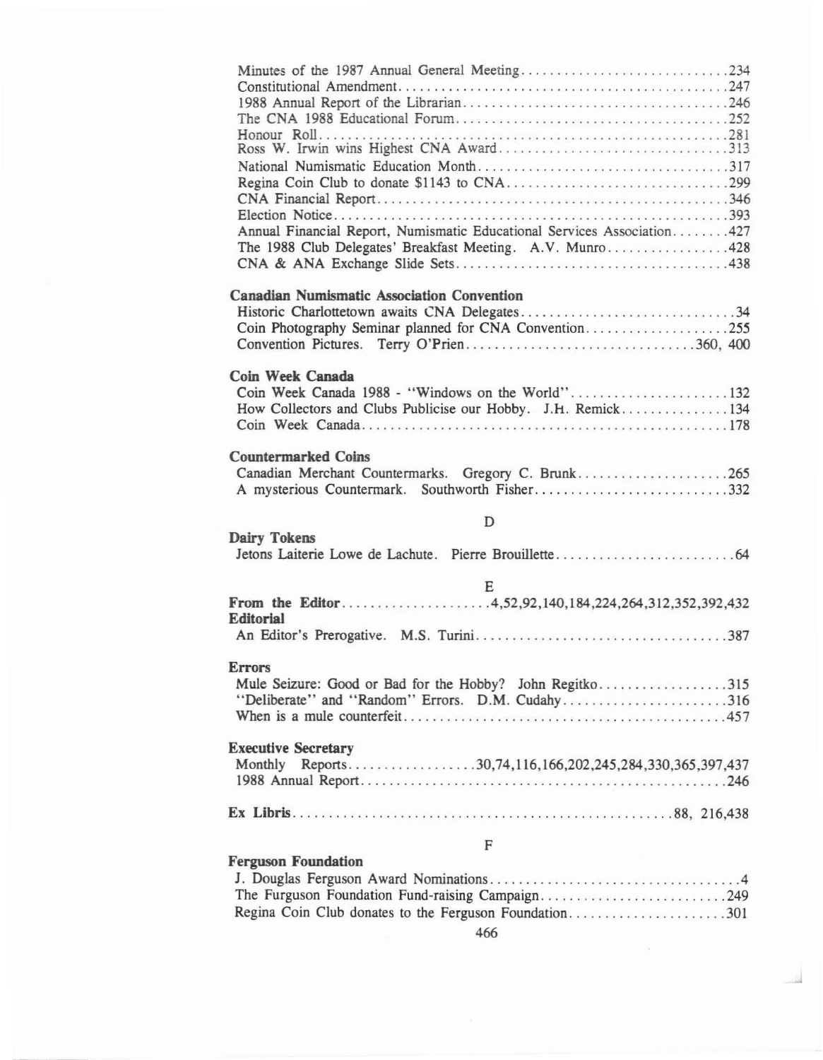Minutes of the 1987 Annual General Meeting....234
Constitutional Amendment....247
1988 Annual Report of the Librarian....246
The CNA 1988 Educational Forum....252
Honour Roll....281
Ross W. Irwin wins Highest CNA Award....313
National Numismatic Education Month....317
Regina Coin Club to donate $1143 to CNA....299
CNA Financial Report....346
Election Notice....393
Annual Financial Report, Numismatic Educational Services Association....427
The 1988 Club Delegates' Breakfast Meeting. A.V. Munro....428
CNA & ANA Exchange Slide Sets....438

**Canadian Numismatic Association Convention**

Historic Charlottetown awaits CNA Delegates....34
Coin Photography Seminar planned for CNA Convention....255
Convention Pictures. Terry O'Prien....360, 400

**Coin Week Canada**

Coin Week Canada 1988 - "Windows on the World"....132
How Collectors and Clubs Publicise our Hobby. J.H. Remick....134
Coin Week Canada....178

**Countermarked Coins**

Canadian Merchant Countermarks. Gregory C. Brunk....265
A mysterious Countermark. Southworth Fisher....332

D

**Dairy Tokens**

Jetons Laiterie Lowe de Lachute. Pierre Brouillette....64

E

**From the Editor**....4,52,92,140,184,224,264,312,352,392,432

**Editorial**

An Editor's Prerogative. M.S. Turini....387

**Errors**

Mule Seizure: Good or Bad for the Hobby? John Regitko....315
"Deliberate" and "Random" Errors. D.M. Cudahy....316
When is a mule counterfeit....457

**Executive Secretary**

Monthly Reports....30,74,116,166,202,245,284,330,365,397,437
1988 Annual Report....246

**Ex Libris**....88, 216,438

F

**Ferguson Foundation**

J. Douglas Ferguson Award Nominations....4
The Furguson Foundation Fund-raising Campaign....249
Regina Coin Club donates to the Ferguson Foundation....301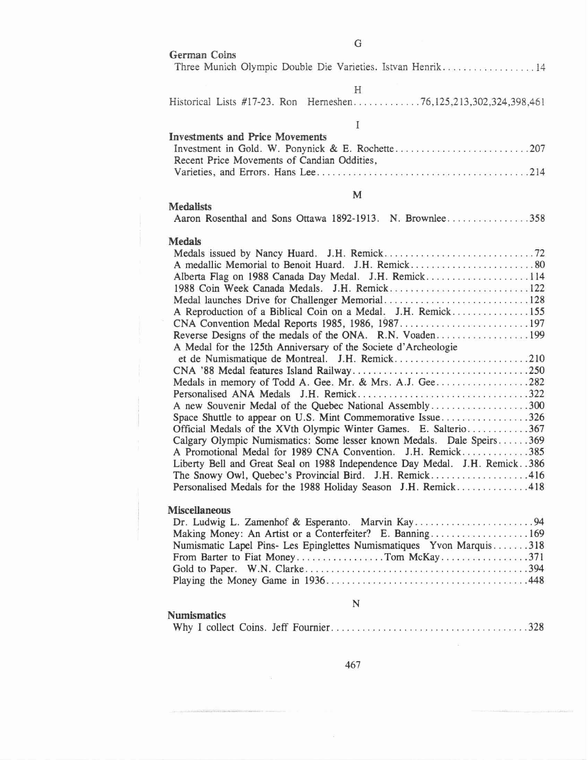G

**German Coins**

Three Munich Olympic Double Die Varieties. Istvan Henrik..................14

H

Historical Lists #17-23. Ron Herneshen.............76,125,213,302,324,398,461

I

**Investments and Price Movements**

Investment in Gold. W. Ponynick & E. Rochette..........................207
Recent Price Movements of Candian Oddities,
Varieties, and Errors. Hans Lee.........................................214

M

**Medalists**

Aaron Rosenthal and Sons Ottawa 1892-1913. N. Brownlee................358

**Medals**

Medals issued by Nancy Huard. J.H. Remick.............................72
A medallic Memorial to Benoit Huard. J.H. Remick.........................80
Alberta Flag on 1988 Canada Day Medal. J.H. Remick....................114
1988 Coin Week Canada Medals. J.H. Remick............................122
Medal launches Drive for Challenger Memorial............................128
A Reproduction of a Biblical Coin on a Medal. J.H. Remick...............155
CNA Convention Medal Reports 1985, 1986, 1987..........................197
Reverse Designs of the medals of the ONA. R.N. Voaden..................199
A Medal for the 125th Anniversary of the Societe d'Archeologie
et de Numismatique de Montreal. J.H. Remick..........................210
CNA '88 Medal features Island Railway..................................250
Medals in memory of Todd A. Gee. Mr. & Mrs. A.J. Gee..................282
Personalised ANA Medals J.H. Remick.................................322
A new Souvenir Medal of the Quebec National Assembly...................300
Space Shuttle to appear on U.S. Mint Commemorative Issue.................326
Official Medals of the XVth Olympic Winter Games. E. Salterio............367
Calgary Olympic Numismatics: Some lesser known Medals. Dale Speirs......369
A Promotional Medal for 1989 CNA Convention. J.H. Remick.............385
Liberty Bell and Great Seal on 1988 Independence Day Medal. J.H. Remick..386
The Snowy Owl, Quebec's Provincial Bird. J.H. Remick...................416
Personalised Medals for the 1988 Holiday Season J.H. Remick..............418

**Miscellaneous**

Dr. Ludwig L. Zamenhof & Esperanto. Marvin Kay.......................94
Making Money: An Artist or a Conterfeiter? E. Banning...................169
Numismatic Lapel Pins- Les Epinglettes Numismatiques Yvon Marquis.......318
From Barter to Fiat Money.................Tom McKay.................371
Gold to Paper. W.N. Clarke...........................................394
Playing the Money Game in 1936........................................448

N

**Numismatics**

Why I collect Coins. Jeff Fournier......................................328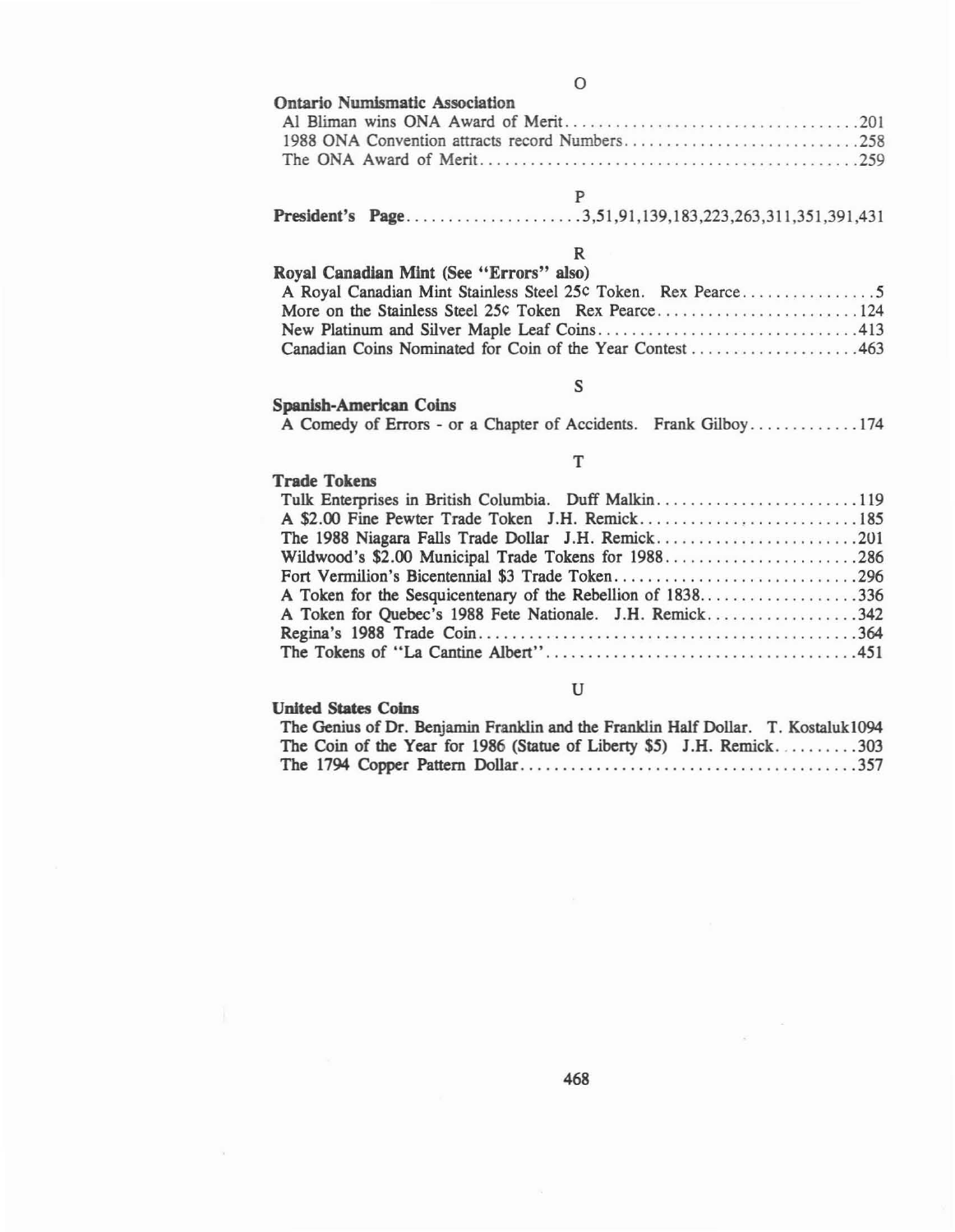## O

**Ontario Numismatic Association**

Al Bliman wins ONA Award of Merit....................................201
1988 ONA Convention attracts record Numbers............................258
The ONA Award of Merit..............................................259

## P

**President's Page**....................3,51,91,139,183,223,263,311,351,391,431

## R

**Royal Canadian Mint (See "Errors" also)**

A Royal Canadian Mint Stainless Steel 25¢ Token. Rex Pearce................5
More on the Stainless Steel 25¢ Token Rex Pearce.........................124
New Platinum and Silver Maple Leaf Coins................................413
Canadian Coins Nominated for Coin of the Year Contest....................463

## S

**Spanish-American Coins**

A Comedy of Errors - or a Chapter of Accidents. Frank Gilboy.............174

## T

**Trade Tokens**

Tulk Enterprises in British Columbia. Duff Malkin........................119
A $2.00 Fine Pewter Trade Token J.H. Remick..............................185
The 1988 Niagara Falls Trade Dollar J.H. Remick..........................201
Wildwood's $2.00 Municipal Trade Tokens for 1988........................286
Fort Vermilion's Bicentennial $3 Trade Token.............................296
A Token for the Sesquicentenary of the Rebellion of 1838..................336
A Token for Quebec's 1988 Fete Nationale. J.H. Remick...................342
Regina's 1988 Trade Coin.............................................364
The Tokens of "La Cantine Albert"......................................451

## U

**United States Coins**

The Genius of Dr. Benjamin Franklin and the Franklin Half Dollar. T. Kostaluk1094
The Coin of the Year for 1986 (Statue of Liberty $5) J.H. Remick..........303
The 1794 Copper Pattern Dollar.........................................357